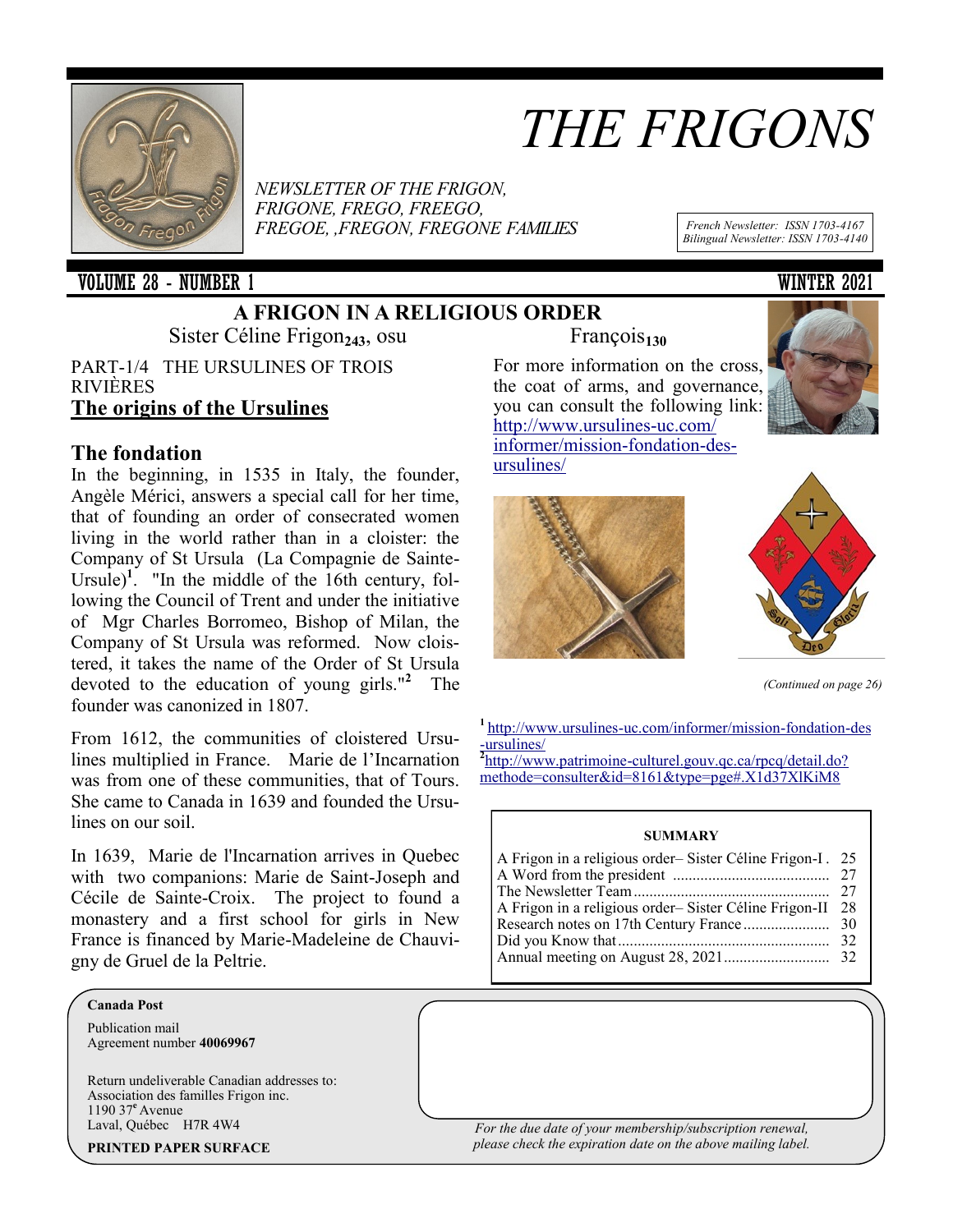# THE FRIGONS

*NEWSLETTER OF THE FRIGON, FRIGONE, FREGO, FREEGO, FREGOE, ,FREGON, FREGONE FAMILIES*

*French Newsletter: ISSN 1703-4167*
*Bilingual Newsletter: ISSN 1703-4140*

**VOLUME 28 - NUMBER 1** **WINTER 2021**

## A FRIGON IN A RELIGIOUS ORDER

Sister Céline Frigon$_{243}$, osu François$_{130}$

PART-1/4 THE URSULINES OF TROIS RIVIÈRES

### The origins of the Ursulines

### The fondation

In the beginning, in 1535 in Italy, the founder, Angèle Mérici, answers a special call for her time, that of founding an order of consecrated women living in the world rather than in a cloister: the Company of St Ursula (La Compagnie de Sainte-Ursule)[1]. "In the middle of the 16th century, following the Council of Trent and under the initiative of Mgr Charles Borromeo, Bishop of Milan, the Company of St Ursula was reformed. Now cloistered, it takes the name of the Order of St Ursula devoted to the education of young girls."[2] The founder was canonized in 1807.

From 1612, the communities of cloistered Ursulines multiplied in France. Marie de l'Incarnation was from one of these communities, that of Tours. She came to Canada in 1639 and founded the Ursulines on our soil.

In 1639, Marie de l'Incarnation arrives in Quebec with two companions: Marie de Saint-Joseph and Cécile de Sainte-Croix. The project to found a monastery and a first school for girls in New France is financed by Marie-Madeleine de Chauvigny de Gruel de la Peltrie.

For more information on the cross, the coat of arms, and governance, you can consult the following link: http://www.ursulines-uc.com/informer/mission-fondation-des-ursulines/

*(Continued on page 26)*

[1] http://www.ursulines-uc.com/informer/mission-fondation-des-ursulines/

[2] http://www.patrimoine-culturel.gouv.qc.ca/rpcq/detail.do?methode=consulter&id=8161&type=pge#.X1d37XlKiM8

**SUMMARY**

| | |
|---|---|
| A Frigon in a religious order– Sister Céline Frigon-I | 25 |
| A Word from the president | 27 |
| The Newsletter Team | 27 |
| A Frigon in a religious order– Sister Céline Frigon-II | 28 |
| Research notes on 17th Century France | 30 |
| Did you Know that | 32 |
| Annual meeting on August 28, 2021 | 32 |

**Canada Post**

Publication mail
Agreement number **40069967**

Return undeliverable Canadian addresses to:
Association des familles Frigon inc.
1190 37e Avenue
Laval, Québec H7R 4W4

**PRINTED PAPER SURFACE**

*For the due date of your membership/subscription renewal, please check the expiration date on the above mailing label.*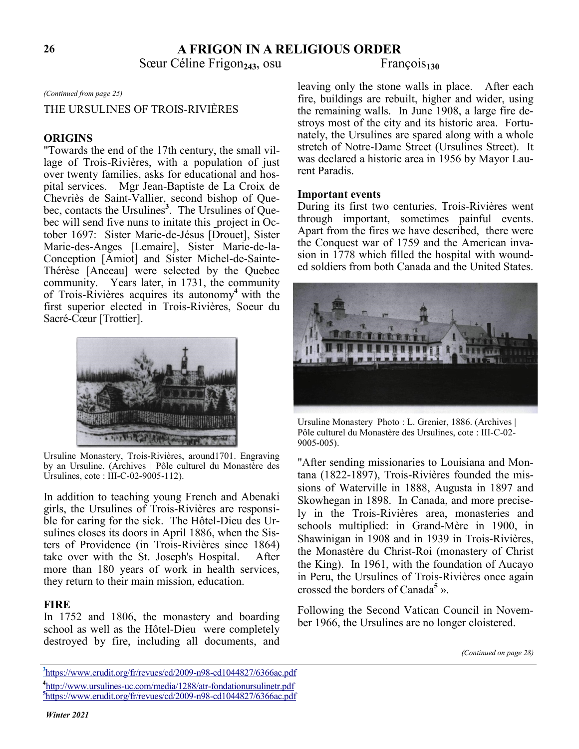# A FRIGON IN A RELIGIOUS ORDER

Sœur Céline Frigon$_{243}$, osu François$_{130}$

*(Continued from page 25)*

THE URSULINES OF TROIS-RIVIÈRES

## ORIGINS

"Towards the end of the 17th century, the small village of Trois-Rivières, with a population of just over twenty families, asks for educational and hospital services. Mgr Jean-Baptiste de La Croix de Chevriès de Saint-Vallier, second bishop of Quebec, contacts the Ursulines[3]. The Ursulines of Quebec will send five nuns to initate this project in October 1697: Sister Marie-de-Jésus [Drouet], Sister Marie-des-Anges [Lemaire], Sister Marie-de-la-Conception [Amiot] and Sister Michel-de-Sainte-Thérèse [Anceau] were selected by the Quebec community. Years later, in 1731, the community of Trois-Rivières acquires its autonomy[4] with the first superior elected in Trois-Rivières, Soeur du Sacré-Cœur [Trottier].

Ursuline Monastery, Trois-Rivières, around1701. Engraving by an Ursuline. (Archives | Pôle culturel du Monastère des Ursulines, cote : III-C-02-9005-112).

In addition to teaching young French and Abenaki girls, the Ursulines of Trois-Rivières are responsible for caring for the sick. The Hôtel-Dieu des Ursulines closes its doors in April 1886, when the Sisters of Providence (in Trois-Rivières since 1864) take over with the St. Joseph's Hospital. After more than 180 years of work in health services, they return to their main mission, education.

## FIRE

In 1752 and 1806, the monastery and boarding school as well as the Hôtel-Dieu were completely destroyed by fire, including all documents, and leaving only the stone walls in place. After each fire, buildings are rebuilt, higher and wider, using the remaining walls. In June 1908, a large fire destroys most of the city and its historic area. Fortunately, the Ursulines are spared along with a whole stretch of Notre-Dame Street (Ursulines Street). It was declared a historic area in 1956 by Mayor Laurent Paradis.

## Important events

During its first two centuries, Trois-Rivières went through important, sometimes painful events. Apart from the fires we have described, there were the Conquest war of 1759 and the American invasion in 1778 which filled the hospital with wounded soldiers from both Canada and the United States.

Ursuline Monastery Photo : L. Grenier, 1886. (Archives | Pôle culturel du Monastère des Ursulines, cote : III-C-02-9005-005).

"After sending missionaries to Louisiana and Montana (1822-1897), Trois-Rivières founded the missions of Waterville in 1888, Augusta in 1897 and Skowhegan in 1898. In Canada, and more precisely in the Trois-Rivières area, monasteries and schools multiplied: in Grand-Mère in 1900, in Shawinigan in 1908 and in 1939 in Trois-Rivières, the Monastère du Christ-Roi (monastery of Christ the King). In 1961, with the foundation of Aucayo in Peru, the Ursulines of Trois-Rivières once again crossed the borders of Canada[5] ».

Following the Second Vatican Council in November 1966, the Ursulines are no longer cloistered.

*(Continued on page 28)*

[3] https://www.erudit.org/fr/revues/cd/2009-n98-cd1044827/6366ac.pdf
[4] http://www.ursulines-uc.com/media/1288/atr-fondationursulinetr.pdf
[5] https://www.erudit.org/fr/revues/cd/2009-n98-cd1044827/6366ac.pdf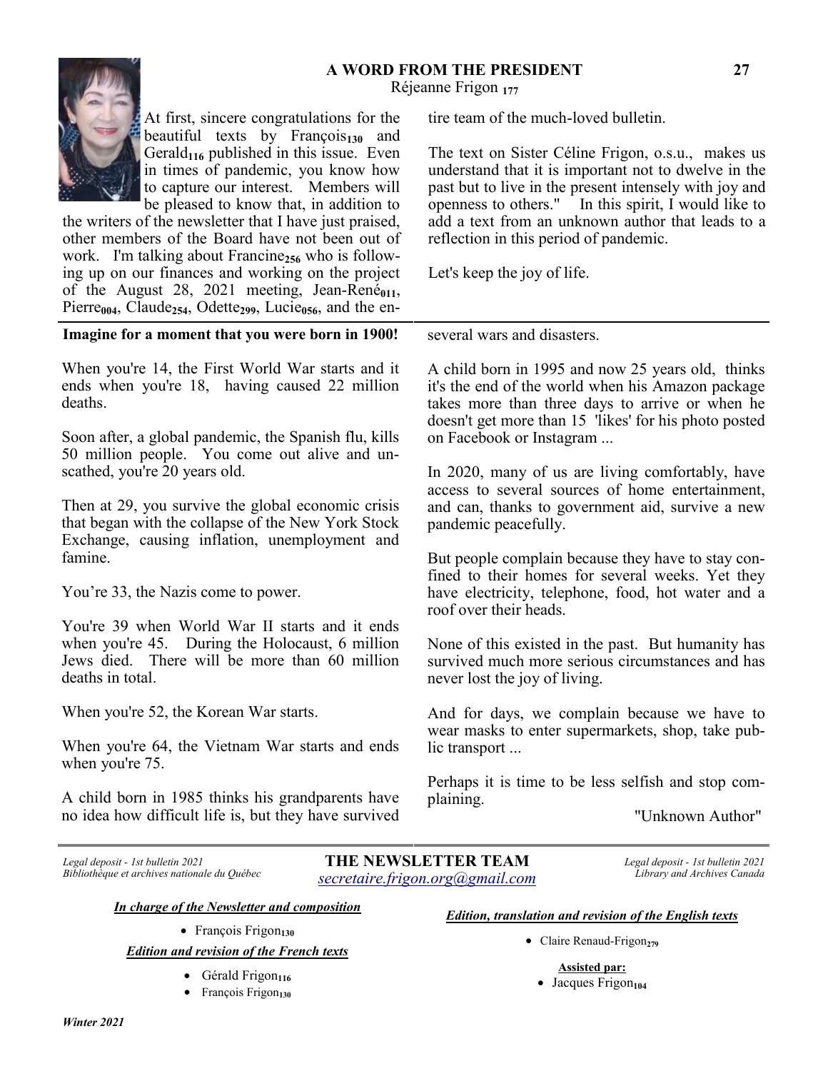## A WORD FROM THE PRESIDENT

Réjeanne Frigon $_{177}$

At first, sincere congratulations for the beautiful texts by François$_{130}$ and Gerald$_{116}$ published in this issue. Even in times of pandemic, you know how to capture our interest. Members will be pleased to know that, in addition to the writers of the newsletter that I have just praised, other members of the Board have not been out of work. I'm talking about Francine$_{256}$ who is following up on our finances and working on the project of the August 28, 2021 meeting, Jean-René$_{011}$, Pierre$_{004}$, Claude$_{254}$, Odette$_{299}$, Lucie$_{056}$, and the entire team of the much-loved bulletin.

The text on Sister Céline Frigon, o.s.u., makes us understand that it is important not to dwelve in the past but to live in the present intensely with joy and openness to others." In this spirit, I would like to add a text from an unknown author that leads to a reflection in this period of pandemic.

Let's keep the joy of life.

---

**Imagine for a moment that you were born in 1900!**

When you're 14, the First World War starts and it ends when you're 18, having caused 22 million deaths.

Soon after, a global pandemic, the Spanish flu, kills 50 million people. You come out alive and unscathed, you're 20 years old.

Then at 29, you survive the global economic crisis that began with the collapse of the New York Stock Exchange, causing inflation, unemployment and famine.

You're 33, the Nazis come to power.

You're 39 when World War II starts and it ends when you're 45. During the Holocaust, 6 million Jews died. There will be more than 60 million deaths in total.

When you're 52, the Korean War starts.

When you're 64, the Vietnam War starts and ends when you're 75.

A child born in 1985 thinks his grandparents have no idea how difficult life is, but they have survived several wars and disasters.

A child born in 1995 and now 25 years old, thinks it's the end of the world when his Amazon package takes more than three days to arrive or when he doesn't get more than 15 'likes' for his photo posted on Facebook or Instagram ...

In 2020, many of us are living comfortably, have access to several sources of home entertainment, and can, thanks to government aid, survive a new pandemic peacefully.

But people complain because they have to stay confined to their homes for several weeks. Yet they have electricity, telephone, food, hot water and a roof over their heads.

None of this existed in the past. But humanity has survived much more serious circumstances and has never lost the joy of living.

And for days, we complain because we have to wear masks to enter supermarkets, shop, take public transport ...

Perhaps it is time to be less selfish and stop complaining.

"Unknown Author"

---

*Legal deposit - 1st bulletin 2021*
*Bibliothèque et archives nationale du Québec*

**THE NEWSLETTER TEAM**
*secretaire.frigon.org@gmail.com*

*Legal deposit - 1st bulletin 2021*
*Library and Archives Canada*

***In charge of the Newsletter and composition***

- François Frigon$_{130}$

***Edition and revision of the French texts***

- Gérald Frigon$_{116}$
- François Frigon$_{130}$

***Edition, translation and revision of the English texts***

- Claire Renaud-Frigon$_{279}$

**Assisted par:**

- Jacques Frigon$_{104}$

***Winter 2021***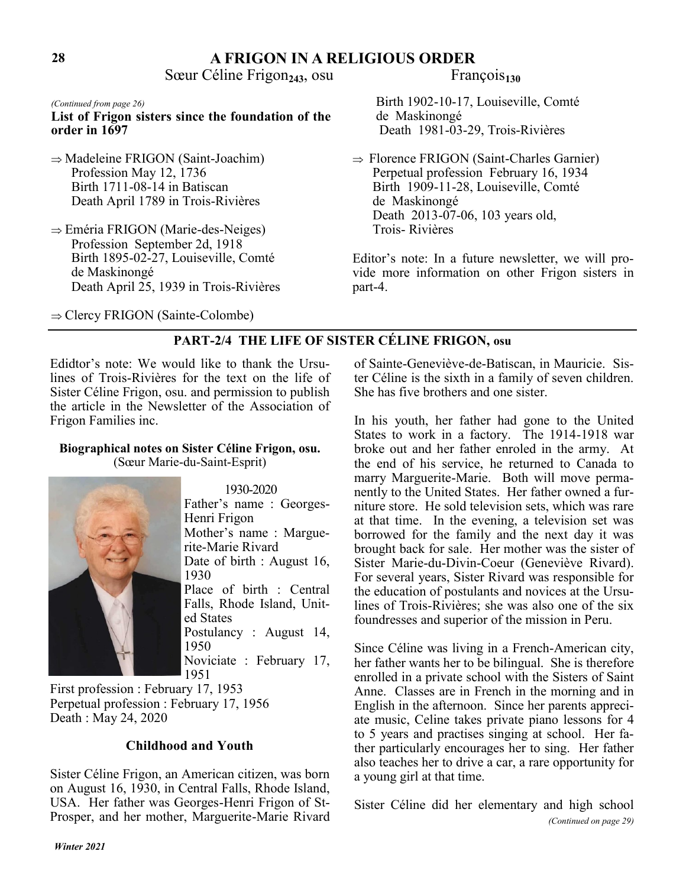# A FRIGON IN A RELIGIOUS ORDER

Sœur Céline Frigon$_{243}$, osu François$_{130}$

*(Continued from page 26)*

**List of Frigon sisters since the foundation of the order in 1697**

⇒ Madeleine FRIGON (Saint-Joachim)
Profession May 12, 1736
Birth 1711-08-14 in Batiscan
Death April 1789 in Trois-Rivières

⇒ Eméria FRIGON (Marie-des-Neiges)
Profession September 2d, 1918
Birth 1895-02-27, Louiseville, Comté de Maskinongé
Death April 25, 1939 in Trois-Rivières

⇒ Clercy FRIGON (Sainte-Colombe)
Birth 1902-10-17, Louiseville, Comté de Maskinongé
Death 1981-03-29, Trois-Rivières

⇒ Florence FRIGON (Saint-Charles Garnier)
Perpetual profession February 16, 1934
Birth 1909-11-28, Louiseville, Comté de Maskinongé
Death 2013-07-06, 103 years old, Trois- Rivières

Editor's note: In a future newsletter, we will provide more information on other Frigon sisters in part-4.

## PART-2/4 THE LIFE OF SISTER CÉLINE FRIGON, osu

Ediditor's note: We would like to thank the Ursulines of Trois-Rivières for the text on the life of Sister Céline Frigon, osu. and permission to publish the article in the Newsletter of the Association of Frigon Families inc.

**Biographical notes on Sister Céline Frigon, osu.**
(Sœur Marie-du-Saint-Esprit)

1930-2020
Father's name : Georges-Henri Frigon
Mother's name : Marguerite-Marie Rivard
Date of birth : August 16, 1930
Place of birth : Central Falls, Rhode Island, United States
Postulancy : August 14, 1950
Noviciate : February 17, 1951
First profession : February 17, 1953
Perpetual profession : February 17, 1956
Death : May 24, 2020

### Childhood and Youth

Sister Céline Frigon, an American citizen, was born on August 16, 1930, in Central Falls, Rhode Island, USA. Her father was Georges-Henri Frigon of St-Prosper, and her mother, Marguerite-Marie Rivard of Sainte-Geneviève-de-Batiscan, in Mauricie. Sister Céline is the sixth in a family of seven children. She has five brothers and one sister.

In his youth, her father had gone to the United States to work in a factory. The 1914-1918 war broke out and her father enroled in the army. At the end of his service, he returned to Canada to marry Marguerite-Marie. Both will move permanently to the United States. Her father owned a furniture store. He sold television sets, which was rare at that time. In the evening, a television set was borrowed for the family and the next day it was brought back for sale. Her mother was the sister of Sister Marie-du-Divin-Coeur (Geneviève Rivard). For several years, Sister Rivard was responsible for the education of postulants and novices at the Ursulines of Trois-Rivières; she was also one of the six foundresses and superior of the mission in Peru.

Since Céline was living in a French-American city, her father wants her to be bilingual. She is therefore enrolled in a private school with the Sisters of Saint Anne. Classes are in French in the morning and in English in the afternoon. Since her parents appreciate music, Celine takes private piano lessons for 4 to 5 years and practises singing at school. Her father particularly encourages her to sing. Her father also teaches her to drive a car, a rare opportunity for a young girl at that time.

Sister Céline did her elementary and high school

*(Continued on page 29)*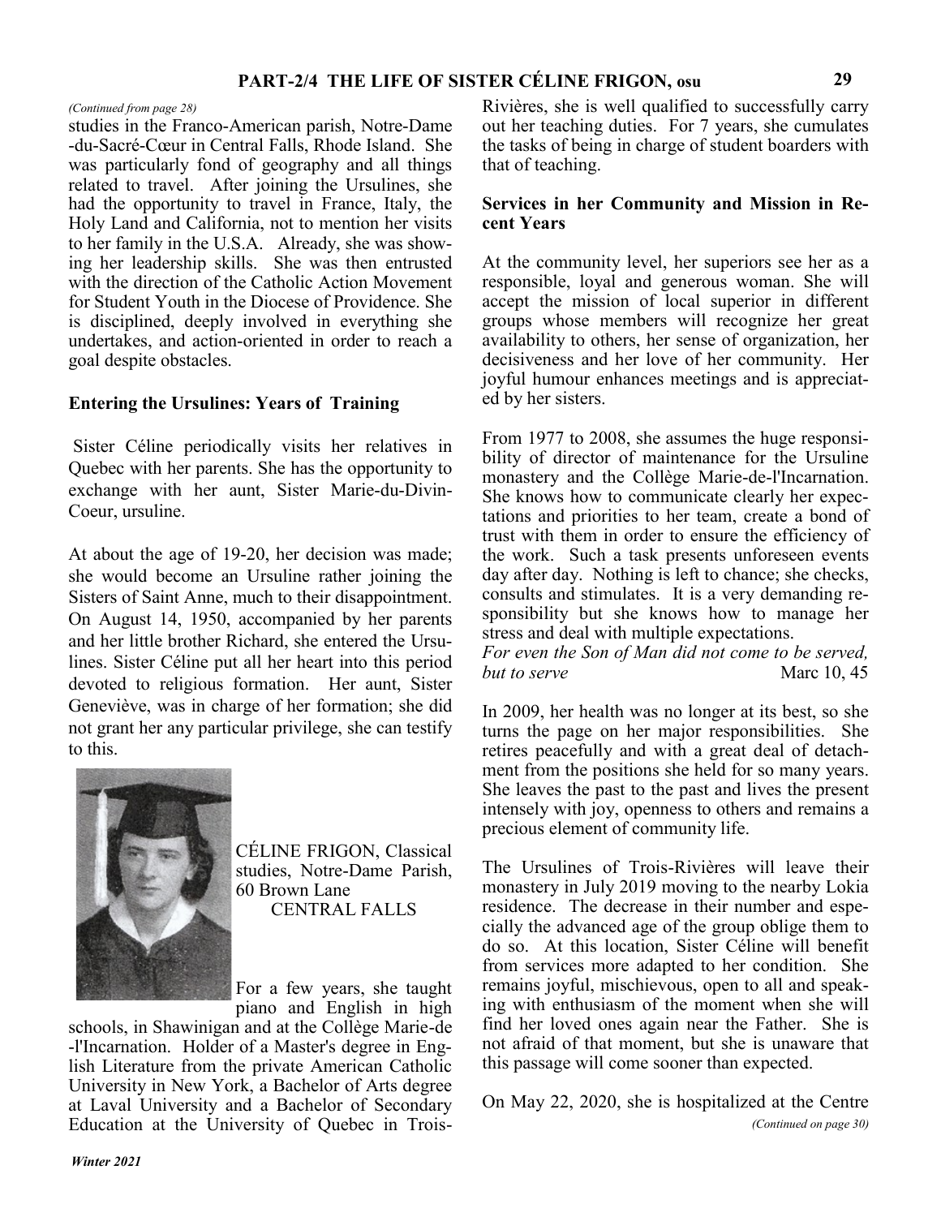## PART-2/4 THE LIFE OF SISTER CÉLINE FRIGON, osu

*(Continued from page 28)*

studies in the Franco-American parish, Notre-Dame-du-Sacré-Cœur in Central Falls, Rhode Island. She was particularly fond of geography and all things related to travel. After joining the Ursulines, she had the opportunity to travel in France, Italy, the Holy Land and California, not to mention her visits to her family in the U.S.A. Already, she was showing her leadership skills. She was then entrusted with the direction of the Catholic Action Movement for Student Youth in the Diocese of Providence. She is disciplined, deeply involved in everything she undertakes, and action-oriented in order to reach a goal despite obstacles.

### Entering the Ursulines: Years of Training

Sister Céline periodically visits her relatives in Quebec with her parents. She has the opportunity to exchange with her aunt, Sister Marie-du-Divin-Coeur, ursuline.

At about the age of 19-20, her decision was made; she would become an Ursuline rather joining the Sisters of Saint Anne, much to their disappointment. On August 14, 1950, accompanied by her parents and her little brother Richard, she entered the Ursulines. Sister Céline put all her heart into this period devoted to religious formation. Her aunt, Sister Geneviève, was in charge of her formation; she did not grant her any particular privilege, she can testify to this.

CÉLINE FRIGON, Classical studies, Notre-Dame Parish, 60 Brown Lane
CENTRAL FALLS

For a few years, she taught piano and English in high schools, in Shawinigan and at the Collège Marie-de-l'Incarnation. Holder of a Master's degree in English Literature from the private American Catholic University in New York, a Bachelor of Arts degree at Laval University and a Bachelor of Secondary Education at the University of Quebec in Trois-Rivières, she is well qualified to successfully carry out her teaching duties. For 7 years, she cumulates the tasks of being in charge of student boarders with that of teaching.

### Services in her Community and Mission in Recent Years

At the community level, her superiors see her as a responsible, loyal and generous woman. She will accept the mission of local superior in different groups whose members will recognize her great availability to others, her sense of organization, her decisiveness and her love of her community. Her joyful humour enhances meetings and is appreciated by her sisters.

From 1977 to 2008, she assumes the huge responsibility of director of maintenance for the Ursuline monastery and the Collège Marie-de-l'Incarnation. She knows how to communicate clearly her expectations and priorities to her team, create a bond of trust with them in order to ensure the efficiency of the work. Such a task presents unforeseen events day after day. Nothing is left to chance; she checks, consults and stimulates. It is a very demanding responsibility but she knows how to manage her stress and deal with multiple expectations.

*For even the Son of Man did not come to be served, but to serve* Marc 10, 45

In 2009, her health was no longer at its best, so she turns the page on her major responsibilities. She retires peacefully and with a great deal of detachment from the positions she held for so many years. She leaves the past to the past and lives the present intensely with joy, openness to others and remains a precious element of community life.

The Ursulines of Trois-Rivières will leave their monastery in July 2019 moving to the nearby Lokia residence. The decrease in their number and especially the advanced age of the group oblige them to do so. At this location, Sister Céline will benefit from services more adapted to her condition. She remains joyful, mischievous, open to all and speaking with enthusiasm of the moment when she will find her loved ones again near the Father. She is not afraid of that moment, but she is unaware that this passage will come sooner than expected.

On May 22, 2020, she is hospitalized at the Centre

*(Continued on page 30)*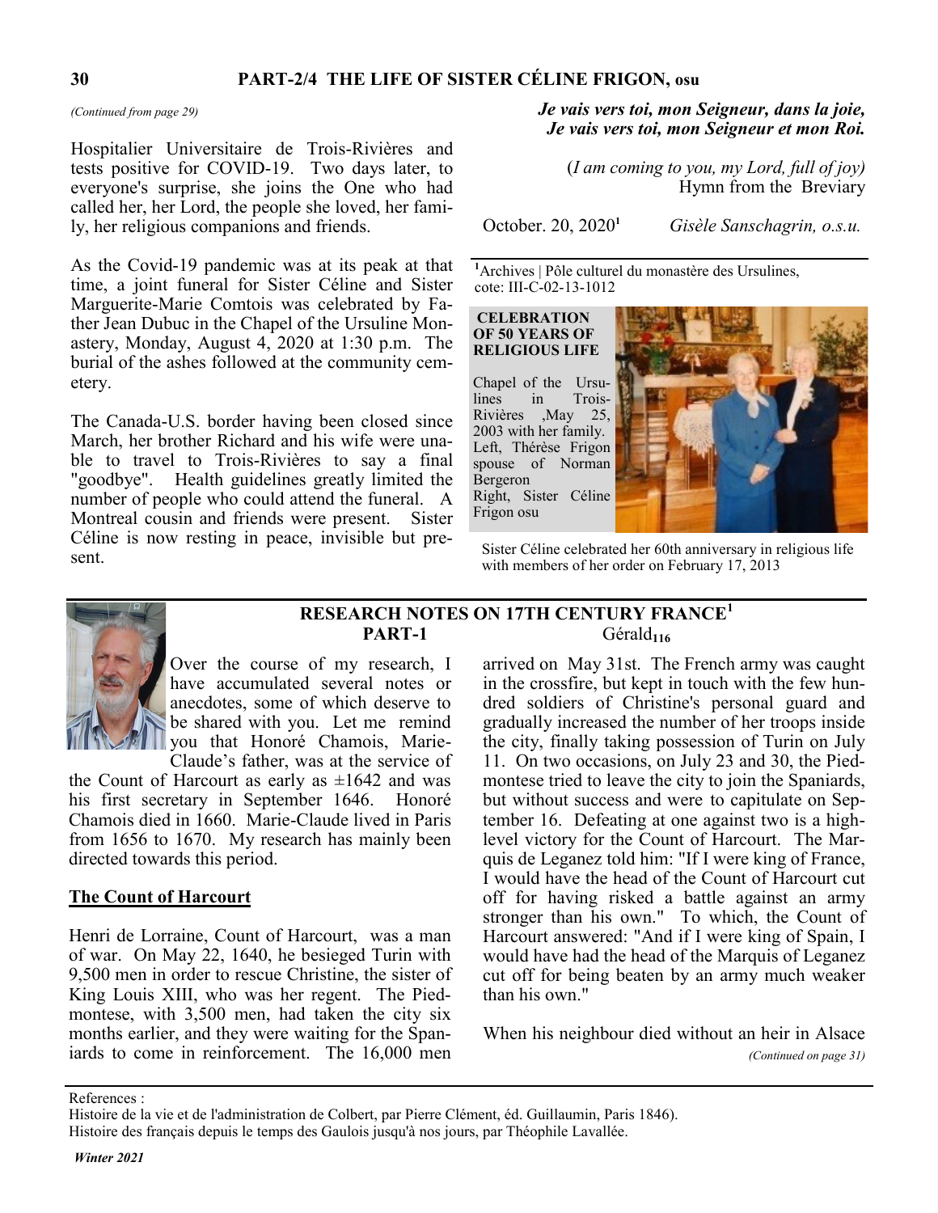## PART-2/4 THE LIFE OF SISTER CÉLINE FRIGON, osu

*(Continued from page 29)*

Hospitalier Universitaire de Trois-Rivières and tests positive for COVID-19. Two days later, to everyone's surprise, she joins the One who had called her, her Lord, the people she loved, her family, her religious companions and friends.

As the Covid-19 pandemic was at its peak at that time, a joint funeral for Sister Céline and Sister Marguerite-Marie Comtois was celebrated by Father Jean Dubuc in the Chapel of the Ursuline Monastery, Monday, August 4, 2020 at 1:30 p.m. The burial of the ashes followed at the community cemetery.

The Canada-U.S. border having been closed since March, her brother Richard and his wife were unable to travel to Trois-Rivières to say a final "goodbye". Health guidelines greatly limited the number of people who could attend the funeral. A Montreal cousin and friends were present. Sister Céline is now resting in peace, invisible but present.

***Je vais vers toi, mon Seigneur, dans la joie,***
***Je vais vers toi, mon Seigneur et mon Roi.***

(*I am coming to you, my Lord, full of joy)*
Hymn from the Breviary

October. 20, 2020[1] *Gisèle Sanschagrin, o.s.u.*

[1] Archives | Pôle culturel du monastère des Ursulines, cote: III-C-02-13-1012

**CELEBRATION OF 50 YEARS OF RELIGIOUS LIFE**

Chapel of the Ursulines in Trois-Rivières ,May 25, 2003 with her family. Left, Thérèse Frigon spouse of Norman Bergeron Right, Sister Céline Frigon osu

Sister Céline celebrated her 60th anniversary in religious life with members of her order on February 17, 2013

## RESEARCH NOTES ON 17TH CENTURY FRANCE[1] PART-1

Gérald$_{116}$

Over the course of my research, I have accumulated several notes or anecdotes, some of which deserve to be shared with you. Let me remind you that Honoré Chamois, Marie-Claude's father, was at the service of the Count of Harcourt as early as ±1642 and was his first secretary in September 1646. Honoré Chamois died in 1660. Marie-Claude lived in Paris from 1656 to 1670. My research has mainly been directed towards this period.

### <u>The Count of Harcourt</u>

Henri de Lorraine, Count of Harcourt, was a man of war. On May 22, 1640, he besieged Turin with 9,500 men in order to rescue Christine, the sister of King Louis XIII, who was her regent. The Piedmontese, with 3,500 men, had taken the city six months earlier, and they were waiting for the Spaniards to come in reinforcement. The 16,000 men arrived on May 31st. The French army was caught in the crossfire, but kept in touch with the five hundred soldiers of Christine's personal guard and gradually increased the number of her troops inside the city, finally taking possession of Turin on July 11. On two occasions, on July 23 and 30, the Piedmontese tried to leave the city to join the Spaniards, but without success and were to capitulate on September 16. Defeating at one against two is a high-level victory for the Count of Harcourt. The Marquis de Leganez told him: "If I were king of France, I would have the head of the Count of Harcourt cut off for having risked a battle against an army stronger than his own." To which, the Count of Harcourt answered: "And if I were king of Spain, I would have had the head of the Marquis of Leganez cut off for being beaten by an army much weaker than his own."

When his neighbour died without an heir in Alsace

*(Continued on page 31)*

References :
Histoire de la vie et de l'administration de Colbert, par Pierre Clément, éd. Guillaumin, Paris 1846).
Histoire des français depuis le temps des Gaulois jusqu'à nos jours, par Théophile Lavallée.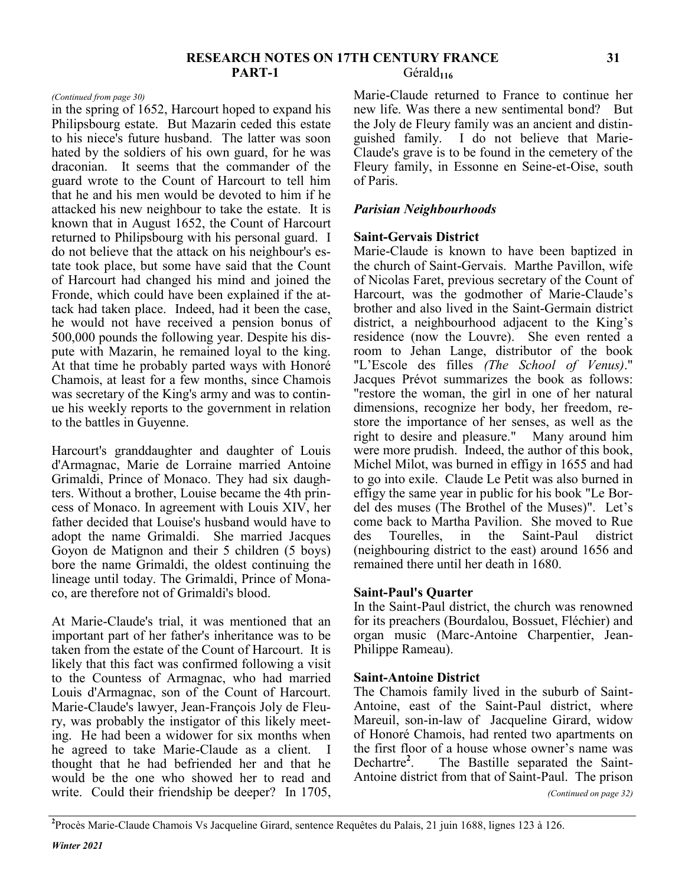*(Continued from page 30)*

in the spring of 1652, Harcourt hoped to expand his Philipsbourg estate. But Mazarin ceded this estate to his niece's future husband. The latter was soon hated by the soldiers of his own guard, for he was draconian. It seems that the commander of the guard wrote to the Count of Harcourt to tell him that he and his men would be devoted to him if he attacked his new neighbour to take the estate. It is known that in August 1652, the Count of Harcourt returned to Philipsbourg with his personal guard. I do not believe that the attack on his neighbour's estate took place, but some have said that the Count of Harcourt had changed his mind and joined the Fronde, which could have been explained if the attack had taken place. Indeed, had it been the case, he would not have received a pension bonus of 500,000 pounds the following year. Despite his dispute with Mazarin, he remained loyal to the king. At that time he probably parted ways with Honoré Chamois, at least for a few months, since Chamois was secretary of the King's army and was to continue his weekly reports to the government in relation to the battles in Guyenne.

Harcourt's granddaughter and daughter of Louis d'Armagnac, Marie de Lorraine married Antoine Grimaldi, Prince of Monaco. They had six daughters. Without a brother, Louise became the 4th princess of Monaco. In agreement with Louis XIV, her father decided that Louise's husband would have to adopt the name Grimaldi. She married Jacques Goyon de Matignon and their 5 children (5 boys) bore the name Grimaldi, the oldest continuing the lineage until today. The Grimaldi, Prince of Monaco, are therefore not of Grimaldi's blood.

At Marie-Claude's trial, it was mentioned that an important part of her father's inheritance was to be taken from the estate of the Count of Harcourt. It is likely that this fact was confirmed following a visit to the Countess of Armagnac, who had married Louis d'Armagnac, son of the Count of Harcourt. Marie-Claude's lawyer, Jean-François Joly de Fleury, was probably the instigator of this likely meeting. He had been a widower for six months when he agreed to take Marie-Claude as a client. I thought that he had befriended her and that he would be the one who showed her to read and write. Could their friendship be deeper? In 1705, Marie-Claude returned to France to continue her new life. Was there a new sentimental bond? But the Joly de Fleury family was an ancient and distinguished family. I do not believe that Marie-Claude's grave is to be found in the cemetery of the Fleury family, in Essonne en Seine-et-Oise, south of Paris.

### *Parisian Neighbourhoods*

#### Saint-Gervais District

Marie-Claude is known to have been baptized in the church of Saint-Gervais. Marthe Pavillon, wife of Nicolas Faret, previous secretary of the Count of Harcourt, was the godmother of Marie-Claude's brother and also lived in the Saint-Germain district district, a neighbourhood adjacent to the King's residence (now the Louvre). She even rented a room to Jehan Lange, distributor of the book "L'Escole des filles *(The School of Venus)*." Jacques Prévot summarizes the book as follows: "restore the woman, the girl in one of her natural dimensions, recognize her body, her freedom, restore the importance of her senses, as well as the right to desire and pleasure." Many around him were more prudish. Indeed, the author of this book, Michel Milot, was burned in effigy in 1655 and had to go into exile. Claude Le Petit was also burned in effigy the same year in public for his book "Le Bordel des muses (The Brothel of the Muses)". Let's come back to Martha Pavilion. She moved to Rue des Tourelles, in the Saint-Paul district (neighbouring district to the east) around 1656 and remained there until her death in 1680.

#### Saint-Paul's Quarter

In the Saint-Paul district, the church was renowned for its preachers (Bourdalou, Bossuet, Fléchier) and organ music (Marc-Antoine Charpentier, Jean-Philippe Rameau).

#### Saint-Antoine District

The Chamois family lived in the suburb of Saint-Antoine, east of the Saint-Paul district, where Mareuil, son-in-law of Jacqueline Girard, widow of Honoré Chamois, had rented two apartments on the first floor of a house whose owner's name was Dechartre[2]. The Bastille separated the Saint-Antoine district from that of Saint-Paul. The prison

*(Continued on page 32)*

[2]Procès Marie-Claude Chamois Vs Jacqueline Girard, sentence Requêtes du Palais, 21 juin 1688, lignes 123 à 126.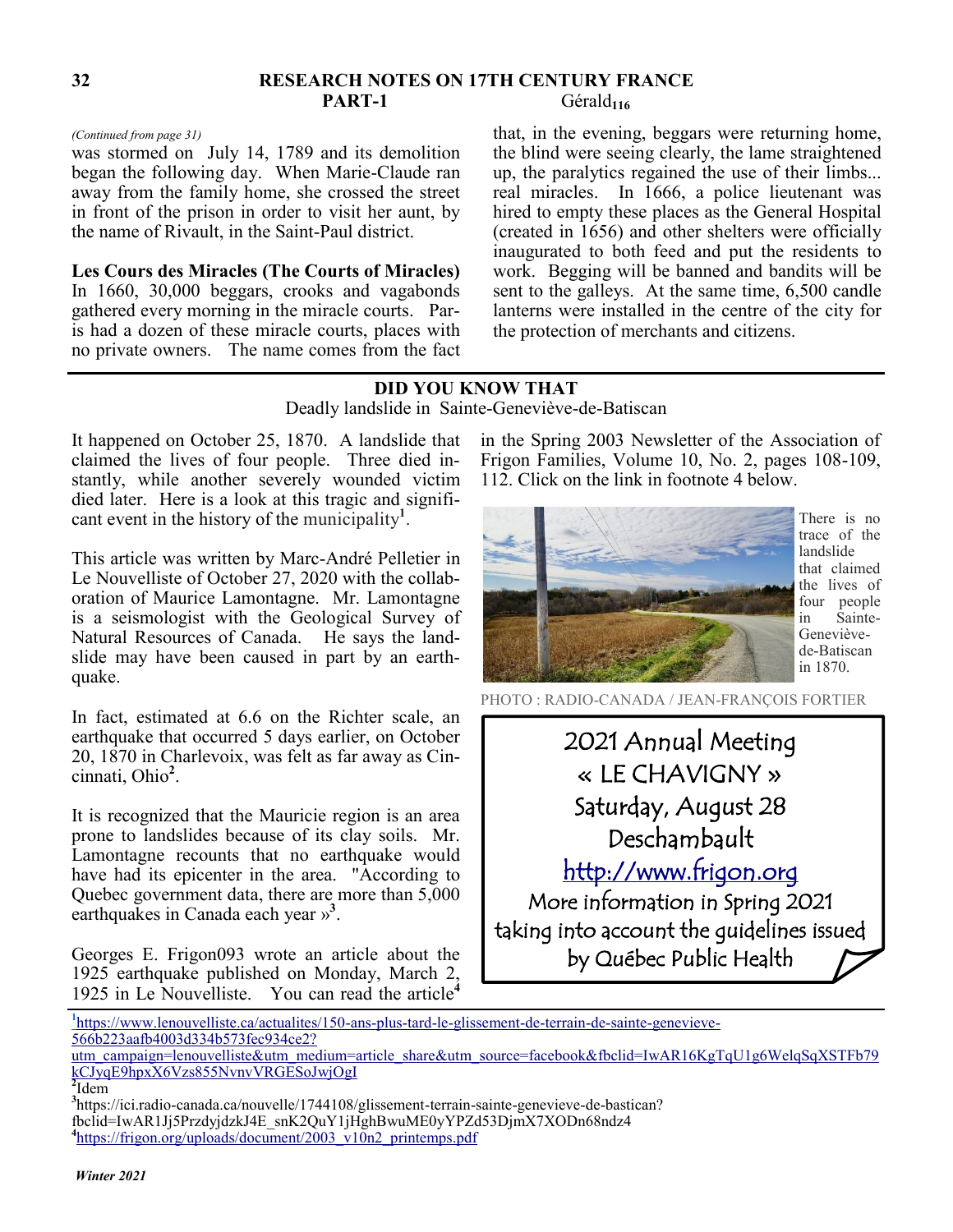## RESEARCH NOTES ON 17TH CENTURY FRANCE PART-1

Gérald[116]

*(Continued from page 31)*

was stormed on July 14, 1789 and its demolition began the following day. When Marie-Claude ran away from the family home, she crossed the street in front of the prison in order to visit her aunt, by the name of Rivault, in the Saint-Paul district.

**Les Cours des Miracles (The Courts of Miracles)**

In 1660, 30,000 beggars, crooks and vagabonds gathered every morning in the miracle courts. Paris had a dozen of these miracle courts, places with no private owners. The name comes from the fact that, in the evening, beggars were returning home, the blind were seeing clearly, the lame straightened up, the paralytics regained the use of their limbs... real miracles. In 1666, a police lieutenant was hired to empty these places as the General Hospital (created in 1656) and other shelters were officially inaugurated to both feed and put the residents to work. Begging will be banned and bandits will be sent to the galleys. At the same time, 6,500 candle lanterns were installed in the centre of the city for the protection of merchants and citizens.

## DID YOU KNOW THAT

Deadly landslide in Sainte-Geneviève-de-Batiscan

It happened on October 25, 1870. A landslide that claimed the lives of four people. Three died instantly, while another severely wounded victim died later. Here is a look at this tragic and significant event in the history of the municipality[1].

This article was written by Marc-André Pelletier in Le Nouvelliste of October 27, 2020 with the collaboration of Maurice Lamontagne. Mr. Lamontagne is a seismologist with the Geological Survey of Natural Resources of Canada. He says the landslide may have been caused in part by an earthquake.

In fact, estimated at 6.6 on the Richter scale, an earthquake that occurred 5 days earlier, on October 20, 1870 in Charlevoix, was felt as far away as Cincinnati, Ohio[2].

It is recognized that the Mauricie region is an area prone to landslides because of its clay soils. Mr. Lamontagne recounts that no earthquake would have had its epicenter in the area. "According to Quebec government data, there are more than 5,000 earthquakes in Canada each year »[3].

Georges E. Frigon093 wrote an article about the 1925 earthquake published on Monday, March 2, 1925 in Le Nouvelliste. You can read the article[4] in the Spring 2003 Newsletter of the Association of Frigon Families, Volume 10, No. 2, pages 108-109, 112. Click on the link in footnote 4 below.

There is no trace of the landslide that claimed the lives of four people in Sainte-Geneviève-de-Batiscan in 1870.

PHOTO : RADIO-CANADA / JEAN-FRANÇOIS FORTIER

2021 Annual Meeting
« LE CHAVIGNY »
Saturday, August 28
Deschambault
http://www.frigon.org
More information in Spring 2021 taking into account the guidelines issued by Québec Public Health

---

[1] https://www.lenouvelliste.ca/actualites/150-ans-plus-tard-le-glissement-de-terrain-de-sainte-genevieve-566b223aafb4003d334b573fec934ce2?utm_campaign=lenouvelliste&utm_medium=article_share&utm_source=facebook&fbclid=IwAR16KgTqU1g6WelqSqXSTFb79kCJyqE9hpxX6Vzs855NvnvVRGESoJwjOgI

[2] Idem

[3] https://ici.radio-canada.ca/nouvelle/1744108/glissement-terrain-sainte-genevieve-de-bastican?fbclid=IwAR1Jj5PrzdyjdzkJ4E_snK2QuY1jHghBwuME0yYPZd53DjmX7XODn68ndz4

[4] https://frigon.org/uploads/document/2003_v10n2_printemps.pdf

*Winter 2021*